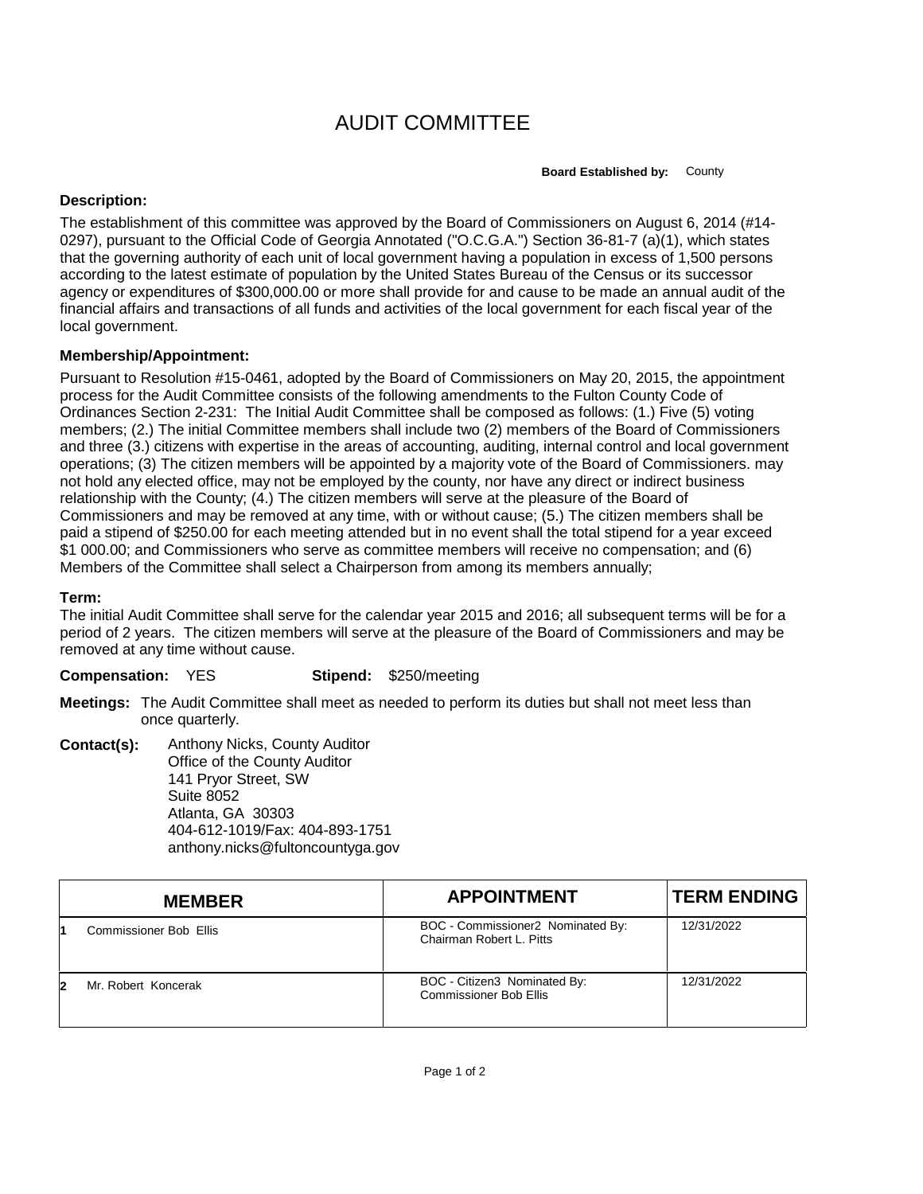# AUDIT COMMITTEE

**Board Established by:** County

**Description:**

The establishment of this committee was approved by the Board of Commissioners on August 6, 2014 (#14-0297), pursuant to the Official Code of Georgia Annotated ("O.C.G.A.") Section 36-81-7 (a)(1), which states that the governing authority of each unit of local government having a population in excess of 1,500 persons according to the latest estimate of population by the United States Bureau of the Census or its successor agency or expenditures of $300,000.00 or more shall provide for and cause to be made an annual audit of the financial affairs and transactions of all funds and activities of the local government for each fiscal year of the local government.

**Membership/Appointment:**

Pursuant to Resolution #15-0461, adopted by the Board of Commissioners on May 20, 2015, the appointment process for the Audit Committee consists of the following amendments to the Fulton County Code of Ordinances Section 2-231: The Initial Audit Committee shall be composed as follows: (1.) Five (5) voting members; (2.) The initial Committee members shall include two (2) members of the Board of Commissioners and three (3.) citizens with expertise in the areas of accounting, auditing, internal control and local government operations; (3) The citizen members will be appointed by a majority vote of the Board of Commissioners. may not hold any elected office, may not be employed by the county, nor have any direct or indirect business relationship with the County; (4.) The citizen members will serve at the pleasure of the Board of Commissioners and may be removed at any time, with or without cause; (5.) The citizen members shall be paid a stipend of $250.00 for each meeting attended but in no event shall the total stipend for a year exceed $1 000.00; and Commissioners who serve as committee members will receive no compensation; and (6) Members of the Committee shall select a Chairperson from among its members annually;

**Term:**

The initial Audit Committee shall serve for the calendar year 2015 and 2016; all subsequent terms will be for a period of 2 years. The citizen members will serve at the pleasure of the Board of Commissioners and may be removed at any time without cause.

**Compensation:** YES **Stipend:** $250/meeting

**Meetings:** The Audit Committee shall meet as needed to perform its duties but shall not meet less than once quarterly.

**Contact(s):** Anthony Nicks, County Auditor
Office of the County Auditor
141 Pryor Street, SW
Suite 8052
Atlanta, GA 30303
404-612-1019/Fax: 404-893-1751
anthony.nicks@fultoncountyga.gov

| | MEMBER | APPOINTMENT | TERM ENDING |
|---|---|---|---|
| 1 | Commissioner Bob Ellis | BOC - Commissioner2 Nominated By: Chairman Robert L. Pitts | 12/31/2022 |
| 2 | Mr. Robert Koncerak | BOC - Citizen3 Nominated By: Commissioner Bob Ellis | 12/31/2022 |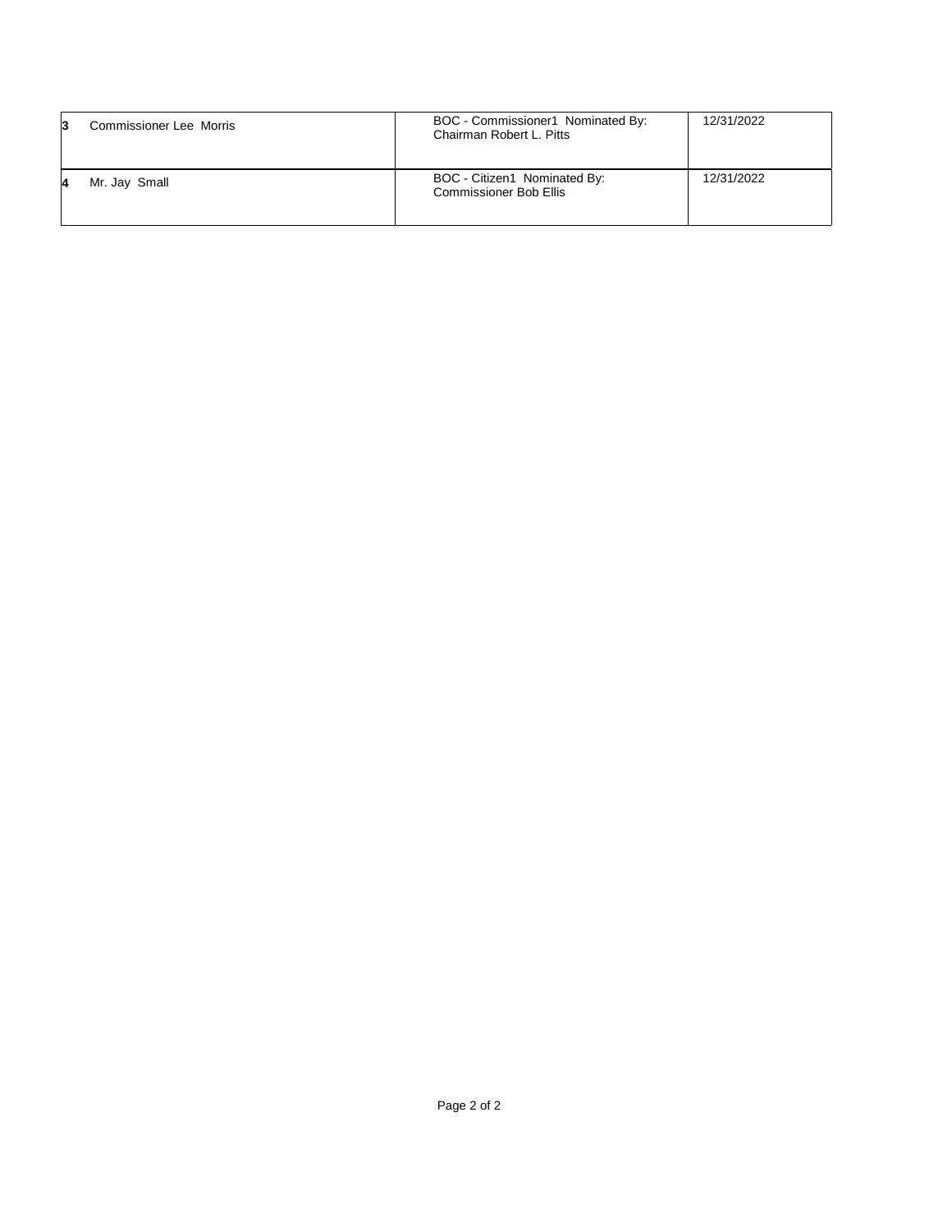| | | | |
|---|---|---|---|
| **3** | Commissioner Lee Morris | BOC - Commissioner1 Nominated By: Chairman Robert L. Pitts | 12/31/2022 |
| **4** | Mr. Jay Small | BOC - Citizen1 Nominated By: Commissioner Bob Ellis | 12/31/2022 |